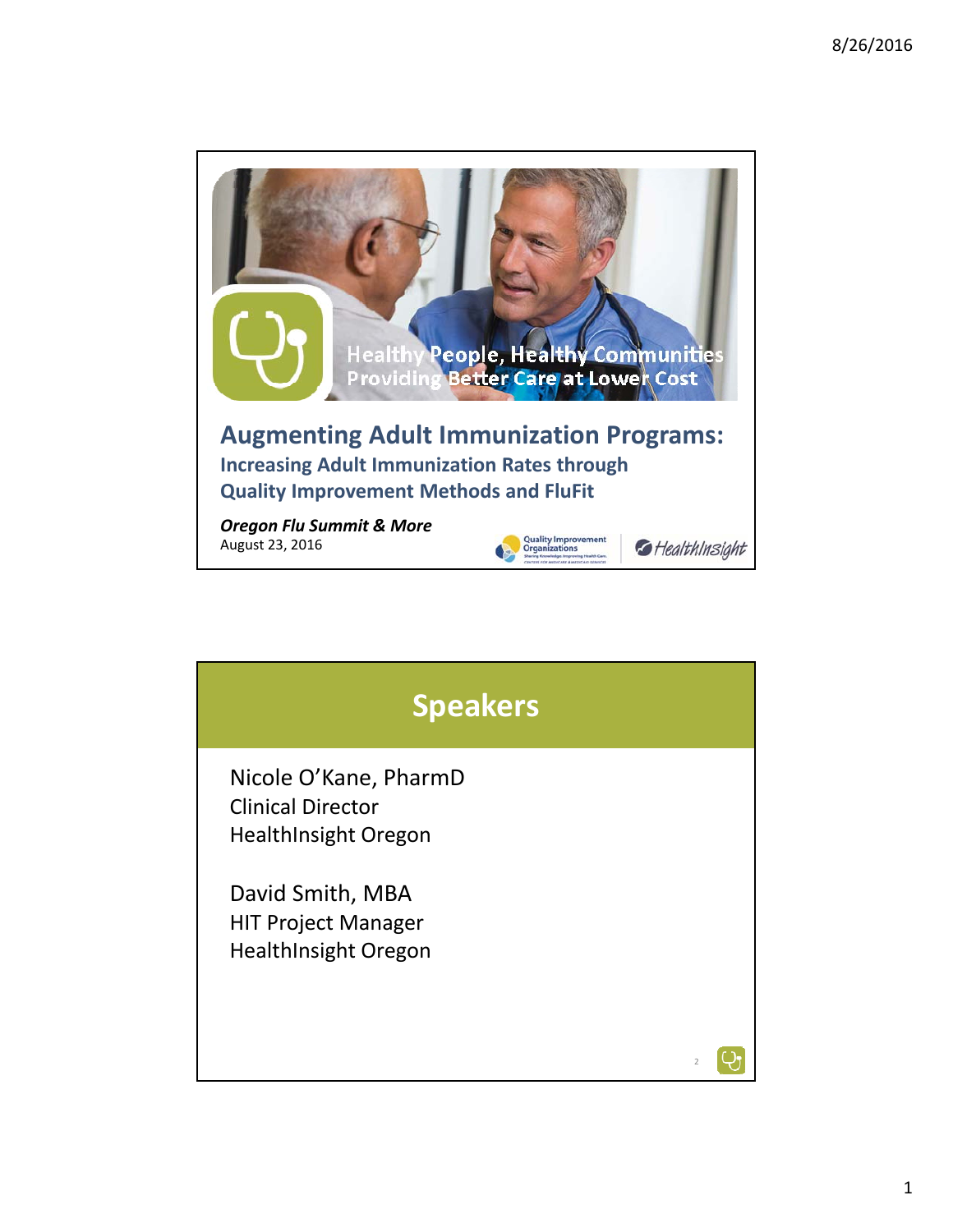Healthy People, Healthy Communities
Providing Better Care at Lower Cost

# Augmenting Adult Immunization Programs:

## Increasing Adult Immunization Rates through Quality Improvement Methods and FluFit

***Oregon Flu Summit & More***
August 23, 2016

Quality Improvement Organizations
HealthInsight

# Speakers

Nicole O'Kane, PharmD
Clinical Director
HealthInsight Oregon

David Smith, MBA
HIT Project Manager
HealthInsight Oregon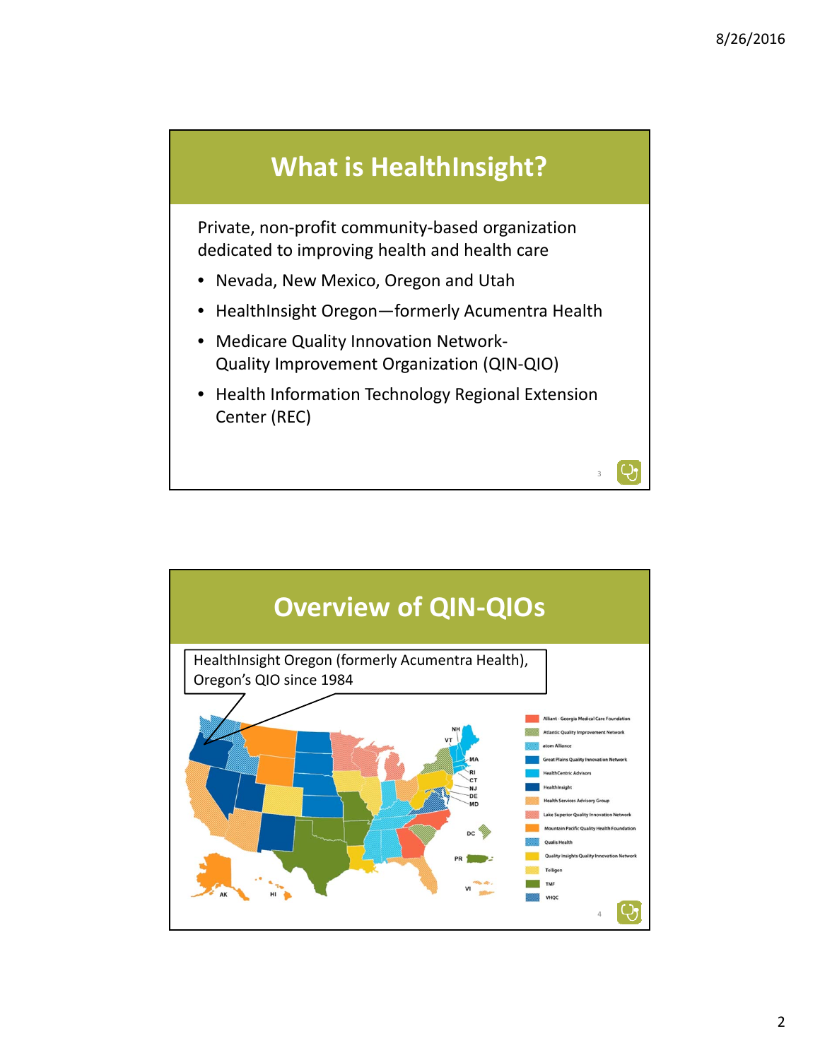## What is HealthInsight?

Private, non-profit community-based organization dedicated to improving health and health care

- Nevada, New Mexico, Oregon and Utah
- HealthInsight Oregon—formerly Acumentra Health
- Medicare Quality Innovation Network-Quality Improvement Organization (QIN-QIO)
- Health Information Technology Regional Extension Center (REC)

## Overview of QIN-QIOs

HealthInsight Oregon (formerly Acumentra Health), Oregon's QIO since 1984

NH
VT
MA
RI
CT
NJ
DE
MD
DC
PR
VI
AK
HI

Alliant - Georgia Medical Care Foundation
Atlantic Quality Improvement Network
atom Alliance
Great Plains Quality Innovation Network
HealthCentric Advisors
HealthInsight
Health Services Advisory Group
Lake Superior Quality Innovation Network
Mountain Pacific Quality Health Foundation
Qualis Health
Quality Insights Quality Innovation Network
Telligen
TMF
VHQC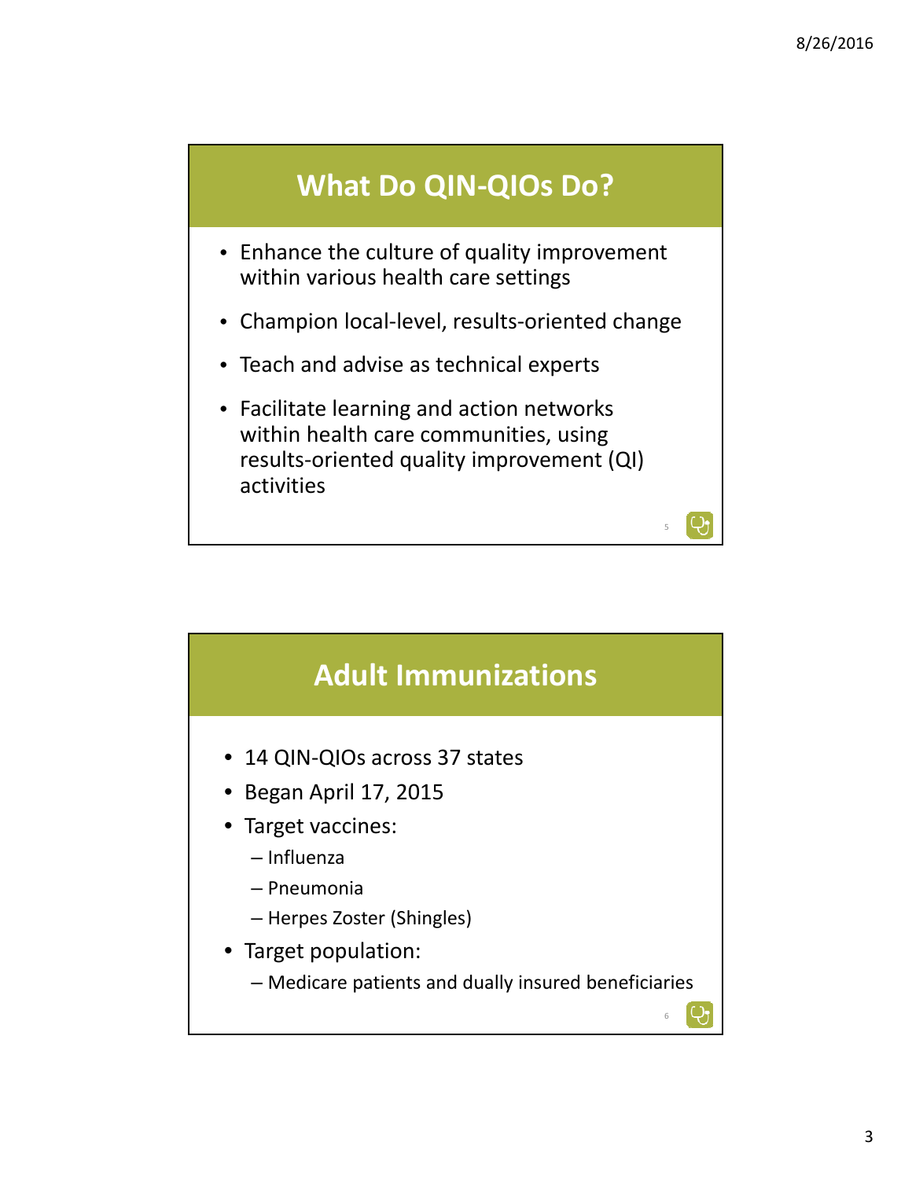## What Do QIN-QIOs Do?

- Enhance the culture of quality improvement within various health care settings
- Champion local-level, results-oriented change
- Teach and advise as technical experts
- Facilitate learning and action networks within health care communities, using results-oriented quality improvement (QI) activities

## Adult Immunizations

- 14 QIN-QIOs across 37 states
- Began April 17, 2015
- Target vaccines:
  - Influenza
  - Pneumonia
  - Herpes Zoster (Shingles)
- Target population:
  - Medicare patients and dually insured beneficiaries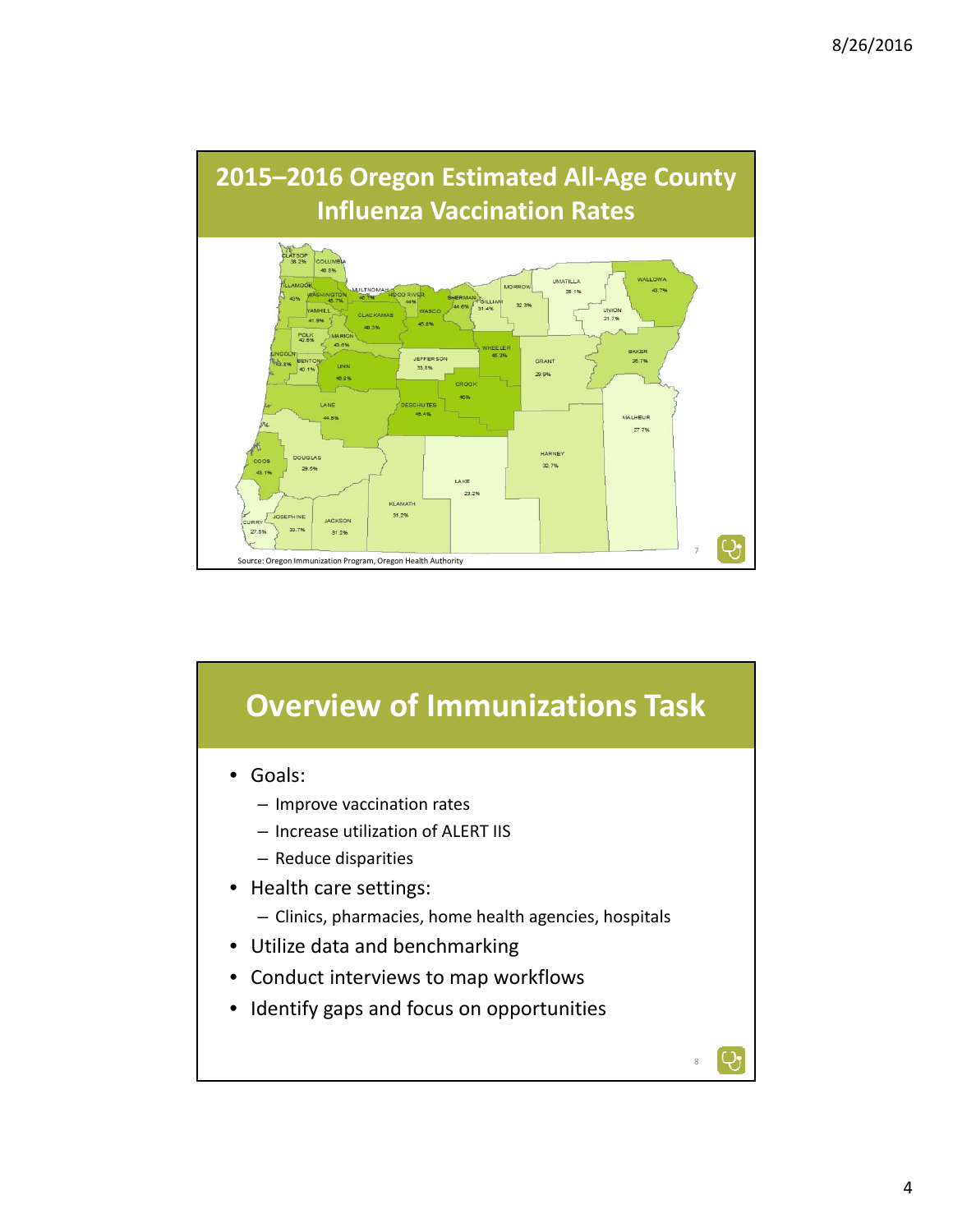## 2015–2016 Oregon Estimated All-Age County Influenza Vaccination Rates

CLATSOP 38.2%
COLUMBIA 46.8%
TILLAMOOK 43%
WASHINGTON 45.7%
MULTNOMAH 46.7%
HOOD RIVER 44%
SHERMAN 44.6%
GILLIAM 31.4%
MORROW 32.3%
UMATILLA 28.1%
WALLOWA 43.7%
UNION 21.7%
YAMHILL 41.9%
CLACKAMAS 46.3%
WASCO 45.8%
POLK 42.5%
MARION 43.6%
LINCOLN 43.8%
BENTON 40.1%
LINN 46.8%
JEFFERSON 33.8%
WHEELER 46.3%
GRANT 29.9%
BAKER 35.7%
CROOK 46%
LANE 44.6%
DESCHUTES 45.4%
MALHEUR 27.7%
HARNEY 32.7%
COOS 43.1%
DOUGLAS 29.5%
LAKE 23.2%
KLAMATH 31.2%
CURRY 27.8%
JOSEPHINE 33.7%
JACKSON 31.2%

Source: Oregon Immunization Program, Oregon Health Authority

## Overview of Immunizations Task

- Goals:
  - Improve vaccination rates
  - Increase utilization of ALERT IIS
  - Reduce disparities
- Health care settings:
  - Clinics, pharmacies, home health agencies, hospitals
- Utilize data and benchmarking
- Conduct interviews to map workflows
- Identify gaps and focus on opportunities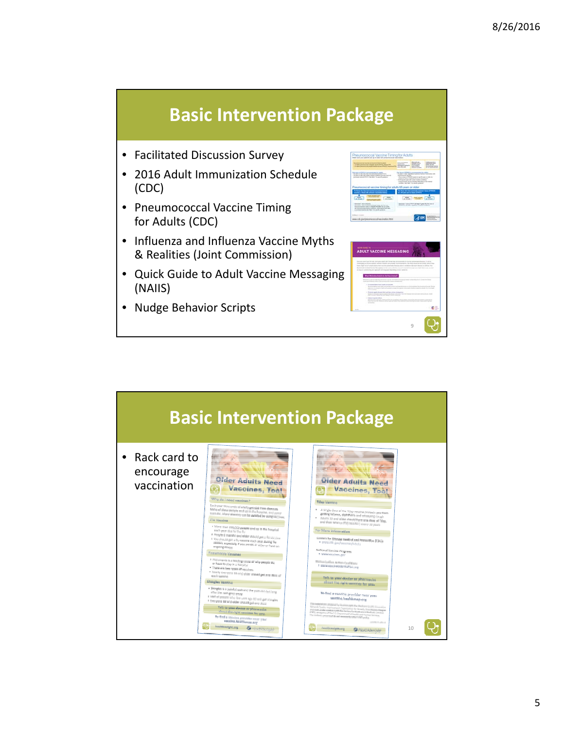## Basic Intervention Package

- Facilitated Discussion Survey
- 2016 Adult Immunization Schedule (CDC)
- Pneumococcal Vaccine Timing for Adults (CDC)
- Influenza and Influenza Vaccine Myths & Realities (Joint Commission)
- Quick Guide to Adult Vaccine Messaging (NAIIS)
- Nudge Behavior Scripts

## Basic Intervention Package

- Rack card to encourage vaccination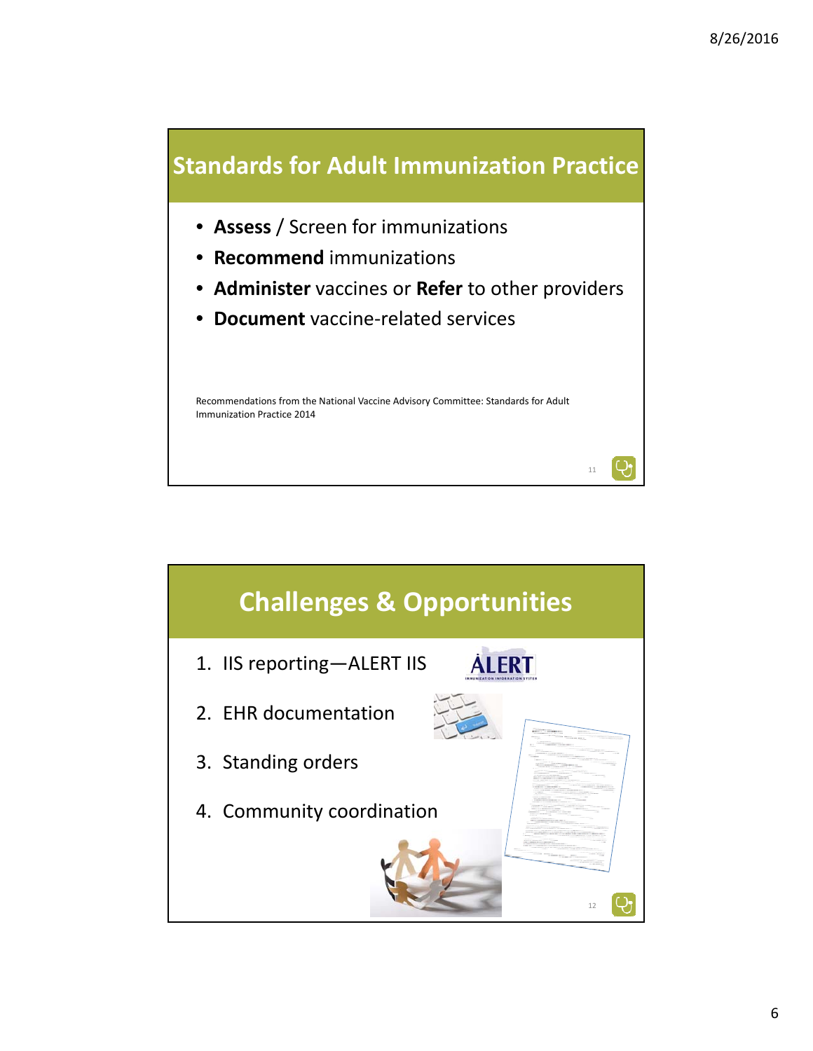## Standards for Adult Immunization Practice

- **Assess** / Screen for immunizations
- **Recommend** immunizations
- **Administer** vaccines or **Refer** to other providers
- **Document** vaccine-related services

Recommendations from the National Vaccine Advisory Committee: Standards for Adult Immunization Practice 2014

## Challenges & Opportunities

1. IIS reporting—ALERT IIS
2. EHR documentation
3. Standing orders
4. Community coordination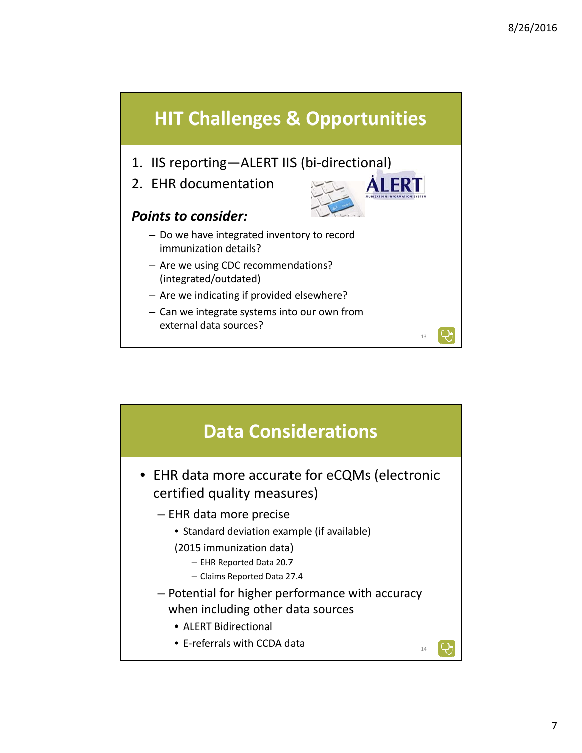## HIT Challenges & Opportunities

1. IIS reporting—ALERT IIS (bi-directional)
2. EHR documentation

***Points to consider:***

- Do we have integrated inventory to record immunization details?
- Are we using CDC recommendations? (integrated/outdated)
- Are we indicating if provided elsewhere?
- Can we integrate systems into our own from external data sources?

## Data Considerations

- EHR data more accurate for eCQMs (electronic certified quality measures)
  - EHR data more precise
    - Standard deviation example (if available)

      (2015 immunization data)
      - EHR Reported Data 20.7
      - Claims Reported Data 27.4
  - Potential for higher performance with accuracy when including other data sources
    - ALERT Bidirectional
    - E-referrals with CCDA data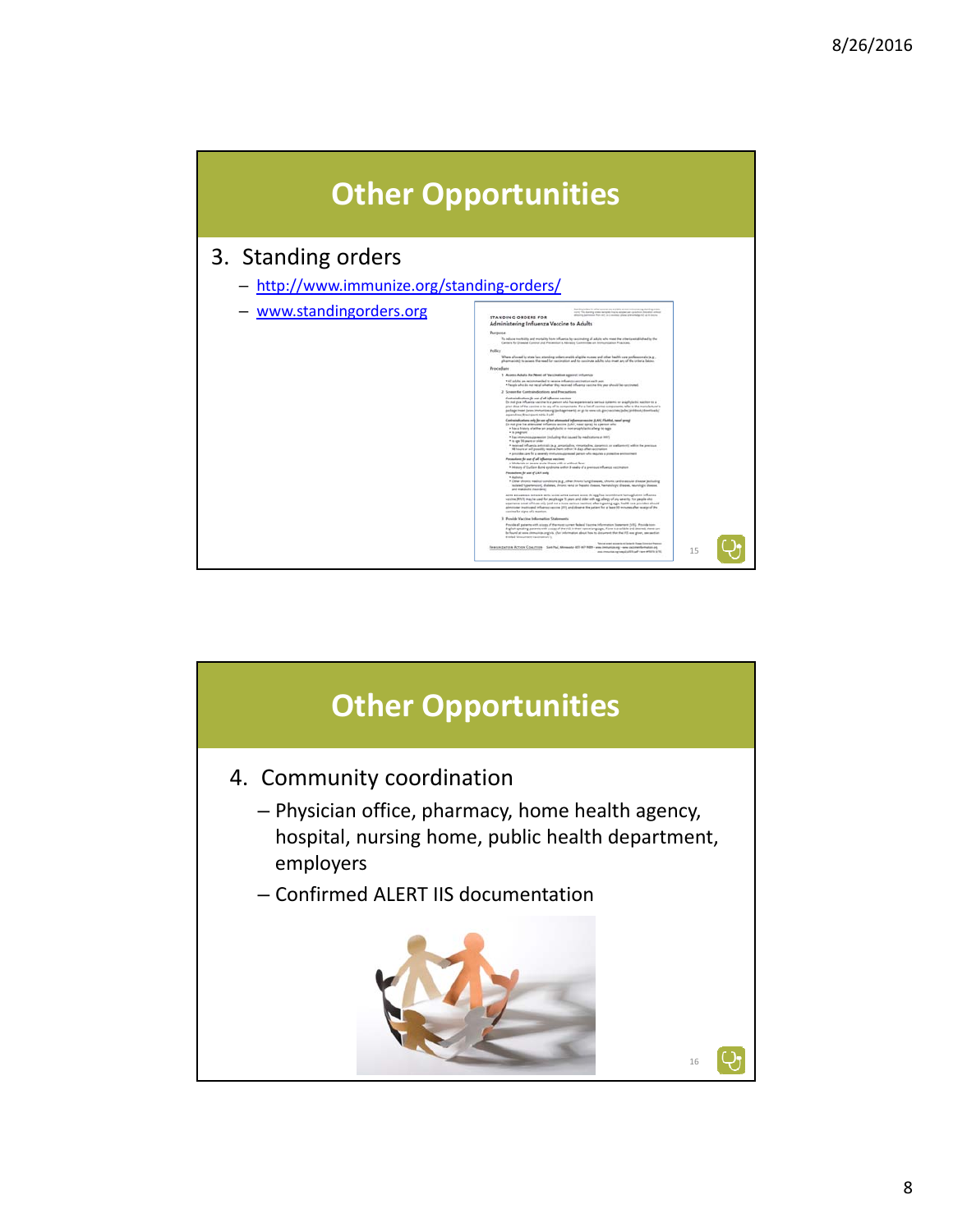## Other Opportunities

3. Standing orders
   - http://www.immunize.org/standing-orders/
   - www.standingorders.org

## Other Opportunities

4. Community coordination
   - Physician office, pharmacy, home health agency, hospital, nursing home, public health department, employers
   - Confirmed ALERT IIS documentation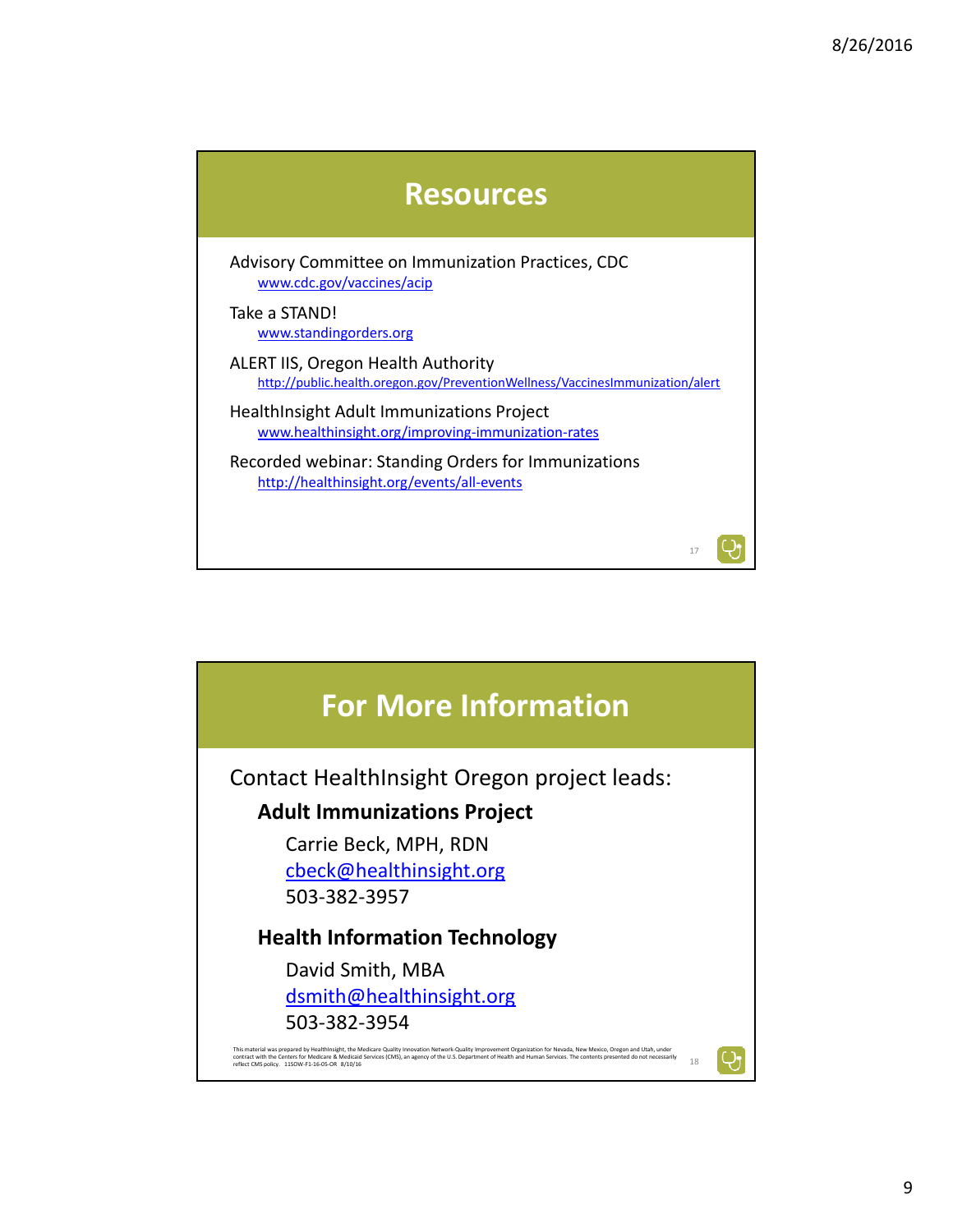## Resources

Advisory Committee on Immunization Practices, CDC
www.cdc.gov/vaccines/acip

Take a STAND!
www.standingorders.org

ALERT IIS, Oregon Health Authority
http://public.health.oregon.gov/PreventionWellness/VaccinesImmunization/alert

HealthInsight Adult Immunizations Project
www.healthinsight.org/improving-immunization-rates

Recorded webinar: Standing Orders for Immunizations
http://healthinsight.org/events/all-events

## For More Information

Contact HealthInsight Oregon project leads:

**Adult Immunizations Project**

Carrie Beck, MPH, RDN
cbeck@healthinsight.org
503-382-3957

**Health Information Technology**

David Smith, MBA
dsmith@healthinsight.org
503-382-3954

This material was prepared by HealthInsight, the Medicare Quality Innovation Network-Quality Improvement Organization for Nevada, New Mexico, Oregon and Utah, under contract with the Centers for Medicare & Medicaid Services (CMS), an agency of the U.S. Department of Health and Human Services. The contents presented do not necessarily reflect CMS policy. 11SOW-F1-16-05-OR 8/10/16